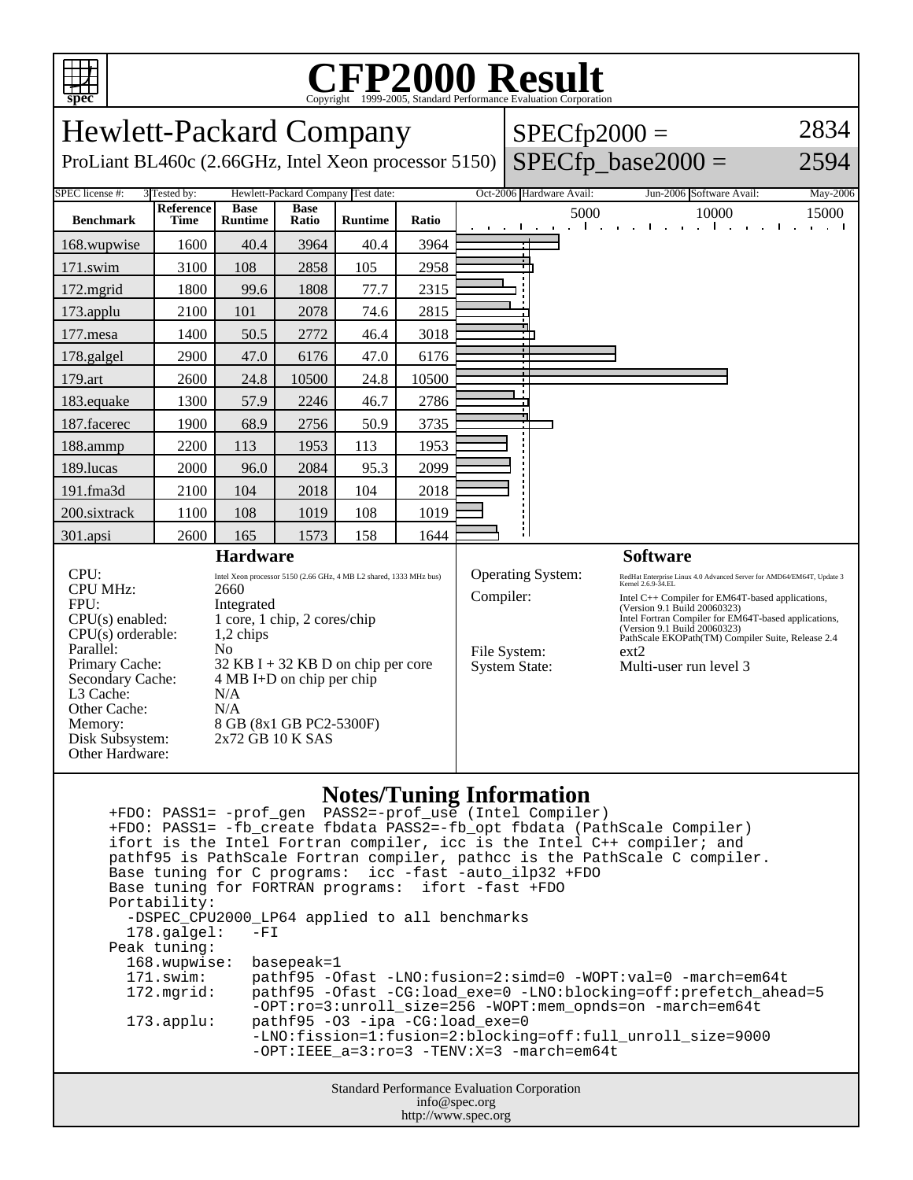# CFP2000 Result

Copyright 1999-2005, Standard Performance Evaluation Corporation

## Hewlett-Packard Company

ProLiant BL460c (2.66GHz, Intel Xeon processor 5150)

SPECfp2000 = 2834

SPECfp_base2000 = 2594

SPEC license #: 3 | Tested by: Hewlett-Packard Company | Test date: Oct-2006 | Hardware Avail: Jun-2006 | Software Avail: May-2006

| Benchmark | Reference Time | Base Runtime | Base Ratio | Runtime | Ratio |
|---|---|---|---|---|---|
| 168.wupwise | 1600 | 40.4 | 3964 | 40.4 | 3964 |
| 171.swim | 3100 | 108 | 2858 | 105 | 2958 |
| 172.mgrid | 1800 | 99.6 | 1808 | 77.7 | 2315 |
| 173.applu | 2100 | 101 | 2078 | 74.6 | 2815 |
| 177.mesa | 1400 | 50.5 | 2772 | 46.4 | 3018 |
| 178.galgel | 2900 | 47.0 | 6176 | 47.0 | 6176 |
| 179.art | 2600 | 24.8 | 10500 | 24.8 | 10500 |
| 183.equake | 1300 | 57.9 | 2246 | 46.7 | 2786 |
| 187.facerec | 1900 | 68.9 | 2756 | 50.9 | 3735 |
| 188.ammp | 2200 | 113 | 1953 | 113 | 1953 |
| 189.lucas | 2000 | 96.0 | 2084 | 95.3 | 2099 |
| 191.fma3d | 2100 | 104 | 2018 | 104 | 2018 |
| 200.sixtrack | 1100 | 108 | 1019 | 108 | 1019 |
| 301.apsi | 2600 | 165 | 1573 | 158 | 1644 |

### Hardware

| | |
|---|---|
| CPU: | Intel Xeon processor 5150 (2.66 GHz, 4 MB L2 shared, 1333 MHz bus) |
| CPU MHz: | 2660 |
| FPU: | Integrated |
| CPU(s) enabled: | 1 core, 1 chip, 2 cores/chip |
| CPU(s) orderable: | 1,2 chips |
| Parallel: | No |
| Primary Cache: | 32 KB I + 32 KB D on chip per core |
| Secondary Cache: | 4 MB I+D on chip per chip |
| L3 Cache: | N/A |
| Other Cache: | N/A |
| Memory: | 8 GB (8x1 GB PC2-5300F) |
| Disk Subsystem: | 2x72 GB 10 K SAS |
| Other Hardware: | |

### Software

| | |
|---|---|
| Operating System: | RedHat Enterprise Linux 4.0 Advanced Server for AMD64/EM64T, Update 3 Kernel 2.6.9-34.EL |
| Compiler: | Intel C++ Compiler for EM64T-based applications, (Version 9.1 Build 20060323) Intel Fortran Compiler for EM64T-based applications, (Version 9.1 Build 20060323) PathScale EKOPath(TM) Compiler Suite, Release 2.4 |
| File System: | ext2 |
| System State: | Multi-user run level 3 |

### Notes/Tuning Information

```
+FDO: PASS1= -prof_gen  PASS2=-prof_use (Intel Compiler)
+FDO: PASS1= -fb_create fbdata PASS2=-fb_opt fbdata (PathScale Compiler)
ifort is the Intel Fortran compiler, icc is the Intel C++ compiler; and
pathf95 is PathScale Fortran compiler, pathcc is the PathScale C compiler.
Base tuning for C programs:  icc -fast -auto_ilp32 +FDO
Base tuning for FORTRAN programs:  ifort -fast +FDO
Portability:
  -DSPEC_CPU2000_LP64 applied to all benchmarks
  178.galgel:   -FI
Peak tuning:
  168.wupwise:  basepeak=1
  171.swim:     pathf95 -Ofast -LNO:fusion=2:simd=0 -WOPT:val=0 -march=em64t
  172.mgrid:    pathf95 -Ofast -CG:load_exe=0 -LNO:blocking=off:prefetch_ahead=5
                -OPT:ro=3:unroll_size=256 -WOPT:mem_opnds=on -march=em64t
  173.applu:    pathf95 -O3 -ipa -CG:load_exe=0
                -LNO:fission=1:fusion=2:blocking=off:full_unroll_size=9000
                -OPT:IEEE_a=3:ro=3 -TENV:X=3 -march=em64t
```

Standard Performance Evaluation Corporation
info@spec.org
http://www.spec.org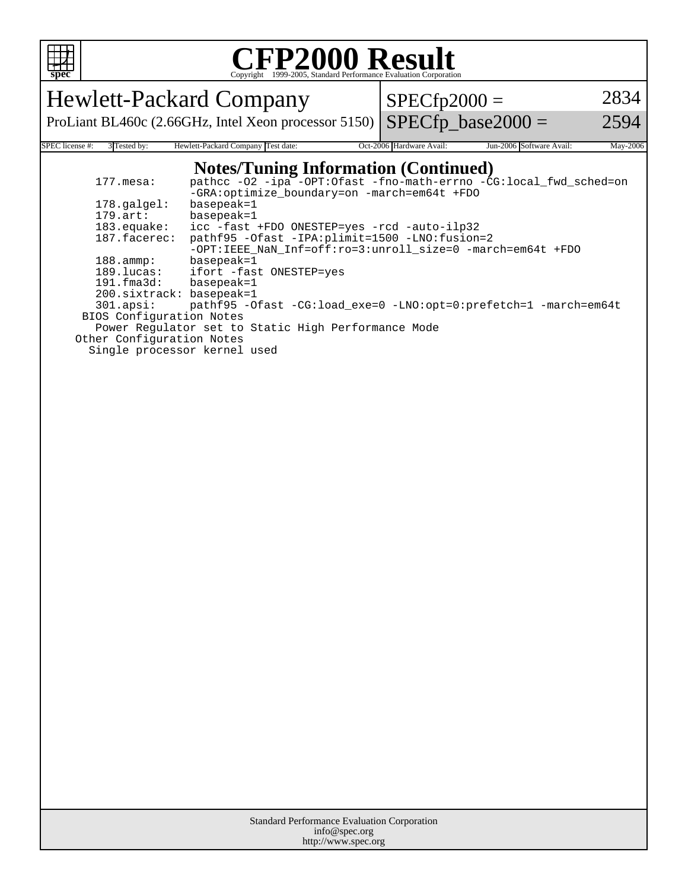# CFP2000 Result

Copyright 1999-2005, Standard Performance Evaluation Corporation

## Hewlett-Packard Company

ProLiant BL460c (2.66GHz, Intel Xeon processor 5150)

SPECfp2000 = 2834

SPECfp_base2000 = 2594

| SPEC license #: | 3 | Tested by: | Hewlett-Packard Company | Test date: | Oct-2006 | Hardware Avail: | Jun-2006 | Software Avail: | May-2006 |
|---|---|---|---|---|---|---|---|---|---|

### Notes/Tuning Information (Continued)

```
    177.mesa:      pathcc -O2 -ipa -OPT:Ofast -fno-math-errno -CG:local_fwd_sched=on
                   -GRA:optimize_boundary=on -march=em64t +FDO
    178.galgel:    basepeak=1
    179.art:       basepeak=1
    183.equake:    icc -fast +FDO ONESTEP=yes -rcd -auto-ilp32
    187.facerec:   pathf95 -Ofast -IPA:plimit=1500 -LNO:fusion=2
                   -OPT:IEEE_NaN_Inf=off:ro=3:unroll_size=0 -march=em64t +FDO
    188.ammp:      basepeak=1
    189.lucas:     ifort -fast ONESTEP=yes
    191.fma3d:     basepeak=1
    200.sixtrack:  basepeak=1
    301.apsi:      pathf95 -Ofast -CG:load_exe=0 -LNO:opt=0:prefetch=1 -march=em64t
 BIOS Configuration Notes
   Power Regulator set to Static High Performance Mode
Other Configuration Notes
  Single processor kernel used
```

Standard Performance Evaluation Corporation
info@spec.org
http://www.spec.org